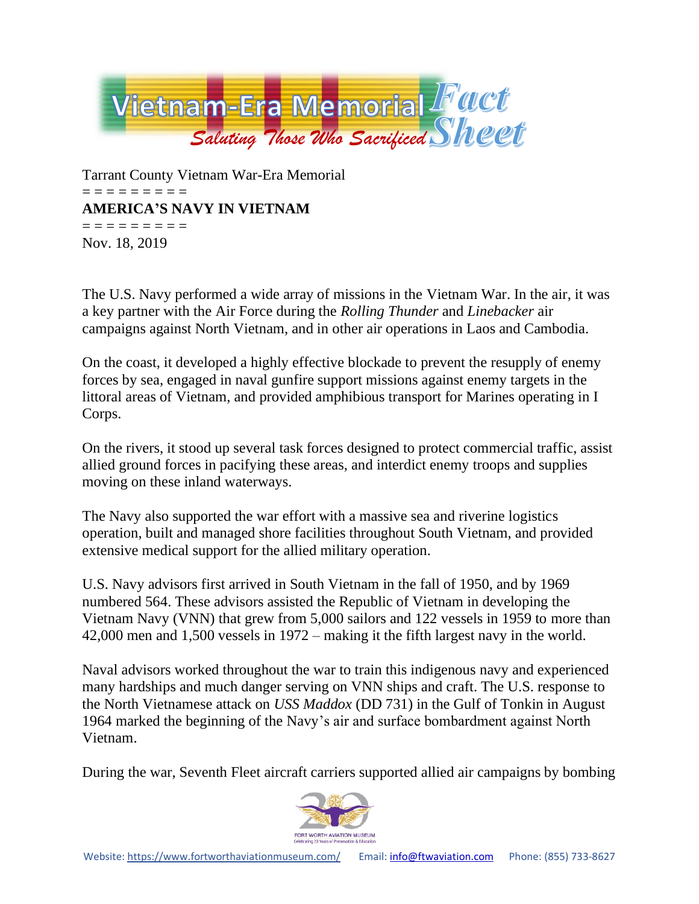Vietnam-Era Memorial Fact Sheet

*Saluting Those Who Sacrificed*

Tarrant County Vietnam War-Era Memorial

= = = = = = = = =

**AMERICA'S NAVY IN VIETNAM**

= = = = = = = = =

Nov. 18, 2019

The U.S. Navy performed a wide array of missions in the Vietnam War. In the air, it was a key partner with the Air Force during the *Rolling Thunder* and *Linebacker* air campaigns against North Vietnam, and in other air operations in Laos and Cambodia.

On the coast, it developed a highly effective blockade to prevent the resupply of enemy forces by sea, engaged in naval gunfire support missions against enemy targets in the littoral areas of Vietnam, and provided amphibious transport for Marines operating in I Corps.

On the rivers, it stood up several task forces designed to protect commercial traffic, assist allied ground forces in pacifying these areas, and interdict enemy troops and supplies moving on these inland waterways.

The Navy also supported the war effort with a massive sea and riverine logistics operation, built and managed shore facilities throughout South Vietnam, and provided extensive medical support for the allied military operation.

U.S. Navy advisors first arrived in South Vietnam in the fall of 1950, and by 1969 numbered 564. These advisors assisted the Republic of Vietnam in developing the Vietnam Navy (VNN) that grew from 5,000 sailors and 122 vessels in 1959 to more than 42,000 men and 1,500 vessels in 1972 – making it the fifth largest navy in the world.

Naval advisors worked throughout the war to train this indigenous navy and experienced many hardships and much danger serving on VNN ships and craft. The U.S. response to the North Vietnamese attack on *USS Maddox* (DD 731) in the Gulf of Tonkin in August 1964 marked the beginning of the Navy's air and surface bombardment against North Vietnam.

During the war, Seventh Fleet aircraft carriers supported allied air campaigns by bombing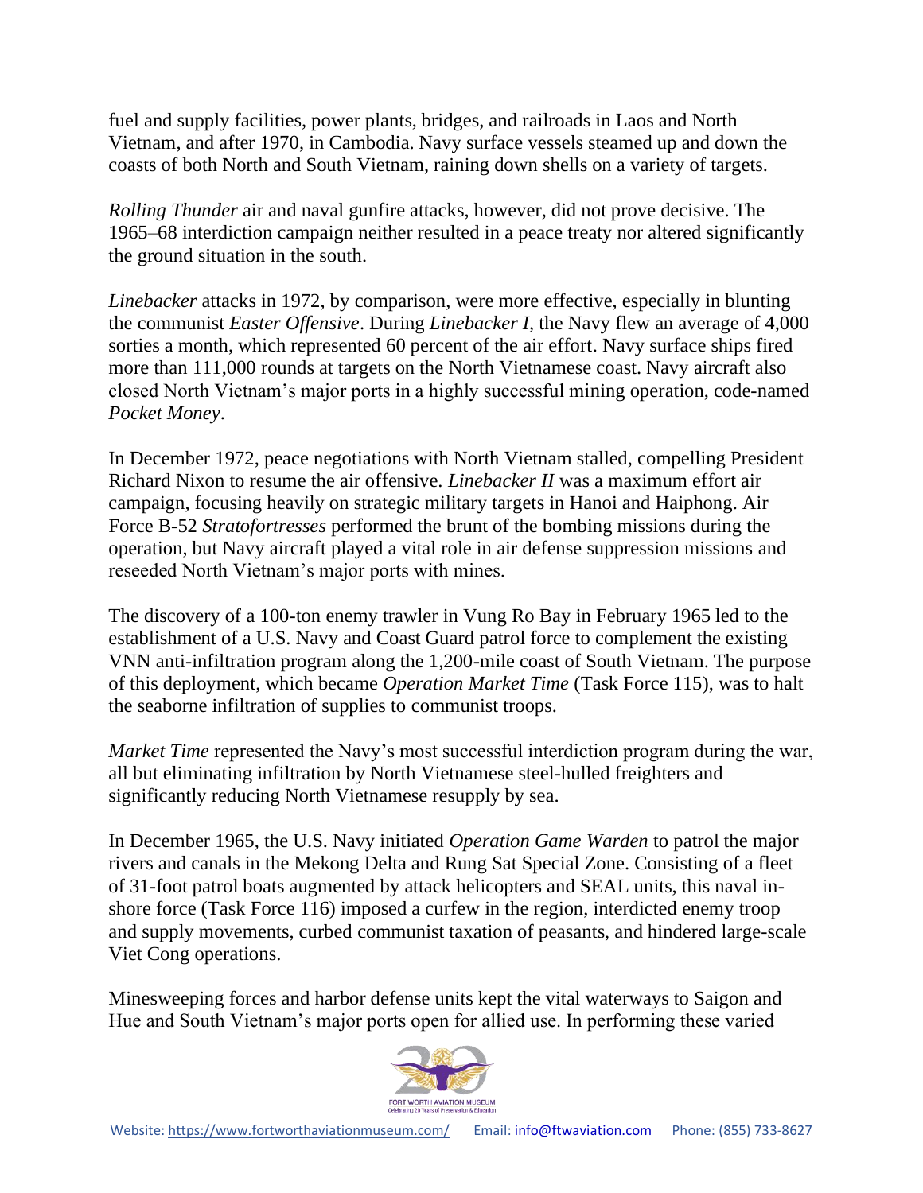fuel and supply facilities, power plants, bridges, and railroads in Laos and North Vietnam, and after 1970, in Cambodia. Navy surface vessels steamed up and down the coasts of both North and South Vietnam, raining down shells on a variety of targets.

*Rolling Thunder* air and naval gunfire attacks, however, did not prove decisive. The 1965–68 interdiction campaign neither resulted in a peace treaty nor altered significantly the ground situation in the south.

*Linebacker* attacks in 1972, by comparison, were more effective, especially in blunting the communist *Easter Offensive*. During *Linebacker I*, the Navy flew an average of 4,000 sorties a month, which represented 60 percent of the air effort. Navy surface ships fired more than 111,000 rounds at targets on the North Vietnamese coast. Navy aircraft also closed North Vietnam's major ports in a highly successful mining operation, code-named *Pocket Money*.

In December 1972, peace negotiations with North Vietnam stalled, compelling President Richard Nixon to resume the air offensive. *Linebacker II* was a maximum effort air campaign, focusing heavily on strategic military targets in Hanoi and Haiphong. Air Force B-52 *Stratofortresses* performed the brunt of the bombing missions during the operation, but Navy aircraft played a vital role in air defense suppression missions and reseeded North Vietnam's major ports with mines.

The discovery of a 100-ton enemy trawler in Vung Ro Bay in February 1965 led to the establishment of a U.S. Navy and Coast Guard patrol force to complement the existing VNN anti-infiltration program along the 1,200-mile coast of South Vietnam. The purpose of this deployment, which became *Operation Market Time* (Task Force 115), was to halt the seaborne infiltration of supplies to communist troops.

*Market Time* represented the Navy's most successful interdiction program during the war, all but eliminating infiltration by North Vietnamese steel-hulled freighters and significantly reducing North Vietnamese resupply by sea.

In December 1965, the U.S. Navy initiated *Operation Game Warden* to patrol the major rivers and canals in the Mekong Delta and Rung Sat Special Zone. Consisting of a fleet of 31-foot patrol boats augmented by attack helicopters and SEAL units, this naval in-shore force (Task Force 116) imposed a curfew in the region, interdicted enemy troop and supply movements, curbed communist taxation of peasants, and hindered large-scale Viet Cong operations.

Minesweeping forces and harbor defense units kept the vital waterways to Saigon and Hue and South Vietnam's major ports open for allied use. In performing these varied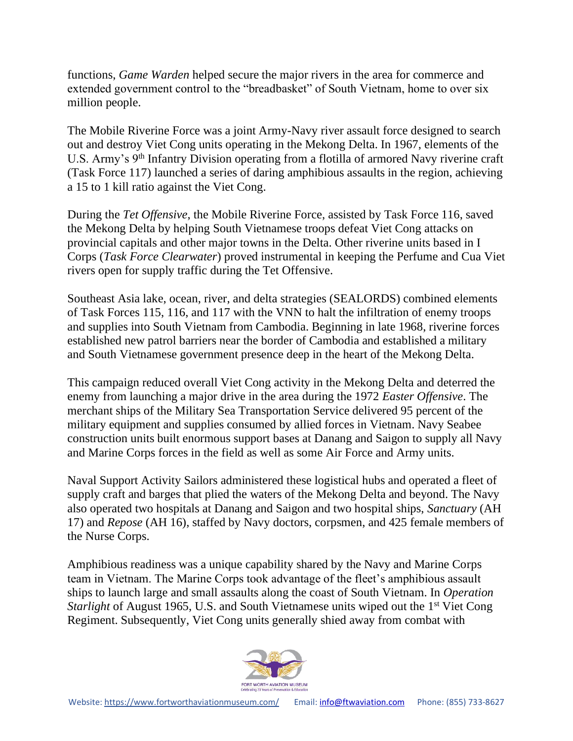functions, *Game Warden* helped secure the major rivers in the area for commerce and extended government control to the "breadbasket" of South Vietnam, home to over six million people.

The Mobile Riverine Force was a joint Army-Navy river assault force designed to search out and destroy Viet Cong units operating in the Mekong Delta. In 1967, elements of the U.S. Army's 9th Infantry Division operating from a flotilla of armored Navy riverine craft (Task Force 117) launched a series of daring amphibious assaults in the region, achieving a 15 to 1 kill ratio against the Viet Cong.

During the *Tet Offensive*, the Mobile Riverine Force, assisted by Task Force 116, saved the Mekong Delta by helping South Vietnamese troops defeat Viet Cong attacks on provincial capitals and other major towns in the Delta. Other riverine units based in I Corps (*Task Force Clearwater*) proved instrumental in keeping the Perfume and Cua Viet rivers open for supply traffic during the Tet Offensive.

Southeast Asia lake, ocean, river, and delta strategies (SEALORDS) combined elements of Task Forces 115, 116, and 117 with the VNN to halt the infiltration of enemy troops and supplies into South Vietnam from Cambodia. Beginning in late 1968, riverine forces established new patrol barriers near the border of Cambodia and established a military and South Vietnamese government presence deep in the heart of the Mekong Delta.

This campaign reduced overall Viet Cong activity in the Mekong Delta and deterred the enemy from launching a major drive in the area during the 1972 *Easter Offensive*. The merchant ships of the Military Sea Transportation Service delivered 95 percent of the military equipment and supplies consumed by allied forces in Vietnam. Navy Seabee construction units built enormous support bases at Danang and Saigon to supply all Navy and Marine Corps forces in the field as well as some Air Force and Army units.

Naval Support Activity Sailors administered these logistical hubs and operated a fleet of supply craft and barges that plied the waters of the Mekong Delta and beyond. The Navy also operated two hospitals at Danang and Saigon and two hospital ships, *Sanctuary* (AH 17) and *Repose* (AH 16), staffed by Navy doctors, corpsmen, and 425 female members of the Nurse Corps.

Amphibious readiness was a unique capability shared by the Navy and Marine Corps team in Vietnam. The Marine Corps took advantage of the fleet's amphibious assault ships to launch large and small assaults along the coast of South Vietnam. In *Operation Starlight* of August 1965, U.S. and South Vietnamese units wiped out the 1st Viet Cong Regiment. Subsequently, Viet Cong units generally shied away from combat with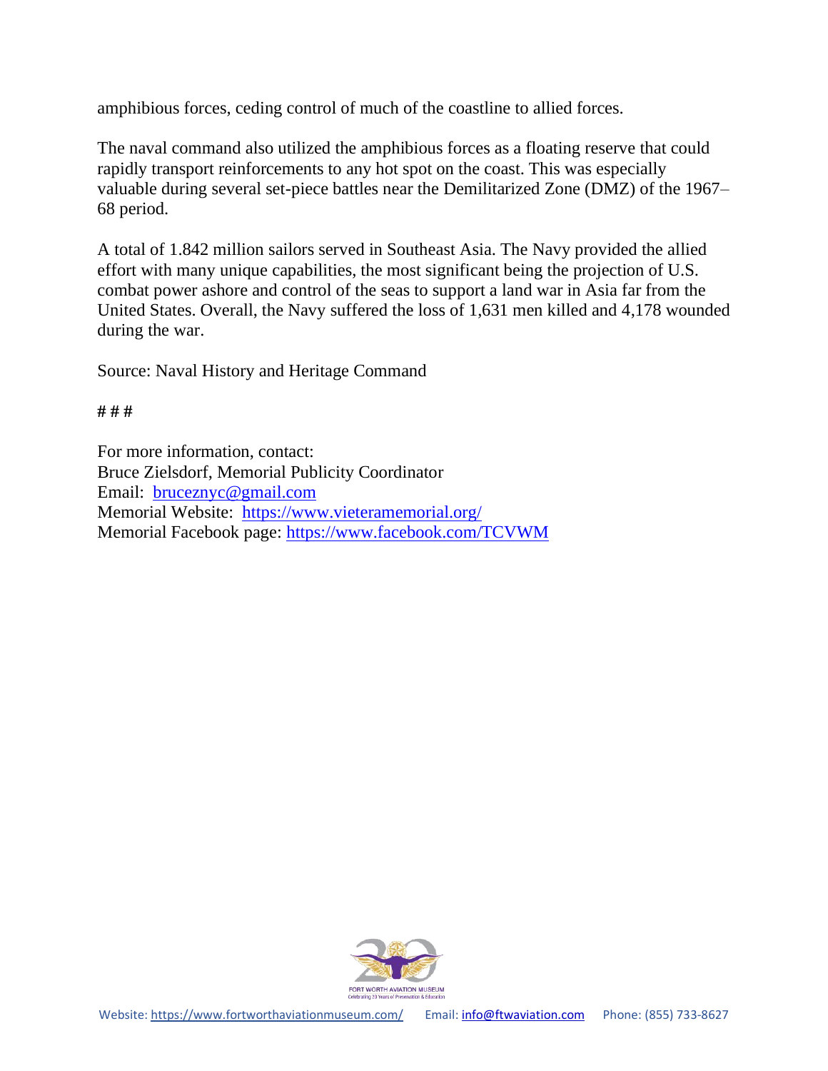amphibious forces, ceding control of much of the coastline to allied forces.

The naval command also utilized the amphibious forces as a floating reserve that could rapidly transport reinforcements to any hot spot on the coast. This was especially valuable during several set-piece battles near the Demilitarized Zone (DMZ) of the 1967–68 period.

A total of 1.842 million sailors served in Southeast Asia. The Navy provided the allied effort with many unique capabilities, the most significant being the projection of U.S. combat power ashore and control of the seas to support a land war in Asia far from the United States. Overall, the Navy suffered the loss of 1,631 men killed and 4,178 wounded during the war.

Source: Naval History and Heritage Command

# # #

For more information, contact:
Bruce Zielsdorf, Memorial Publicity Coordinator
Email: [bruceznyc@gmail.com](mailto:bruceznyc@gmail.com)
Memorial Website: [https://www.vieteramemorial.org/](https://www.vieteramemorial.org/)
Memorial Facebook page: [https://www.facebook.com/TCVWM](https://www.facebook.com/TCVWM)